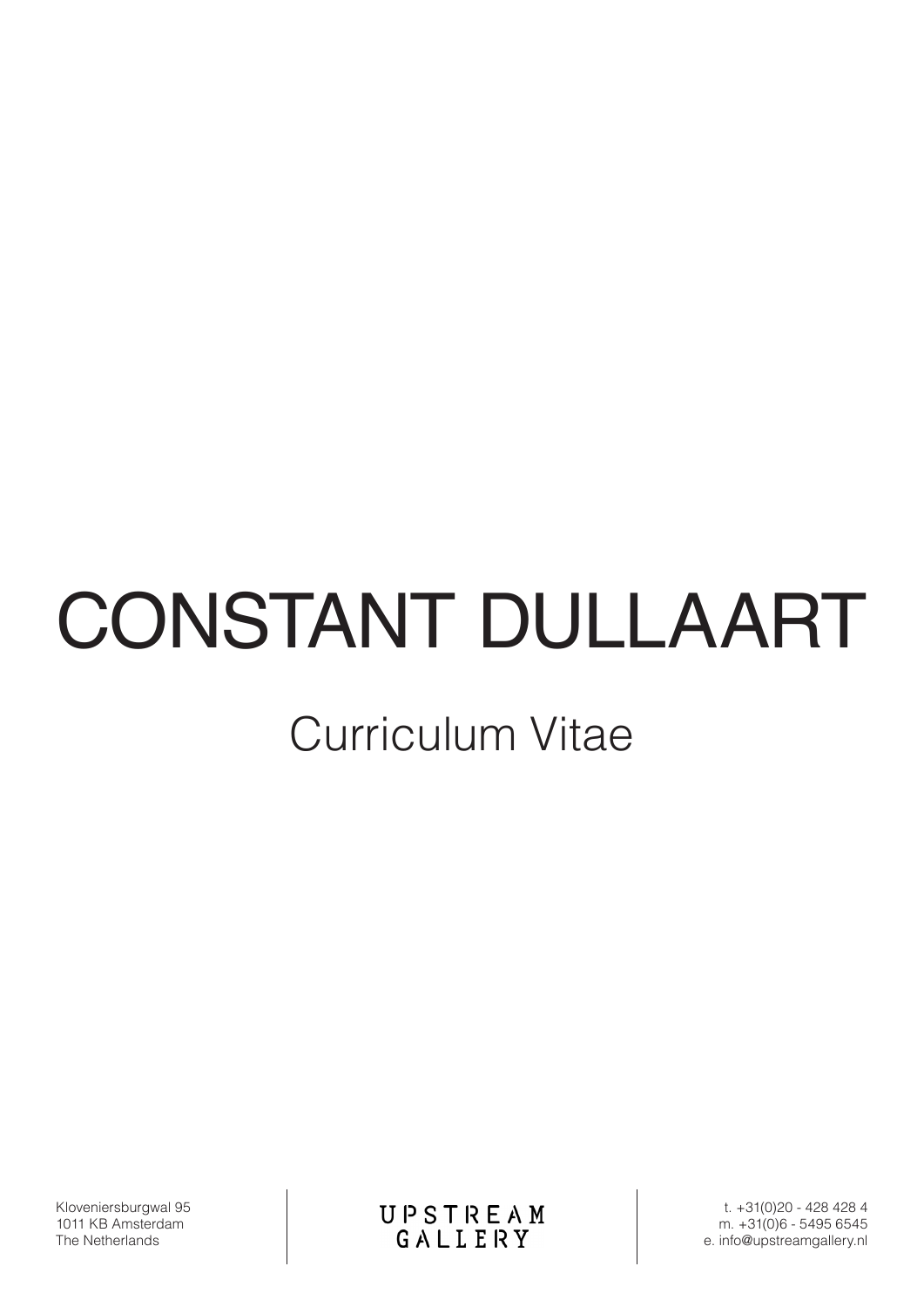# CONSTANT DULLAART

## Curriculum Vitae

Kloveniersburgwal 95
1011 KB Amsterdam
The Netherlands

UPSTREAM GALLERY

t. +31(0)20 - 428 428 4
m. +31(0)6 - 5495 6545
e. info@upstreamgallery.nl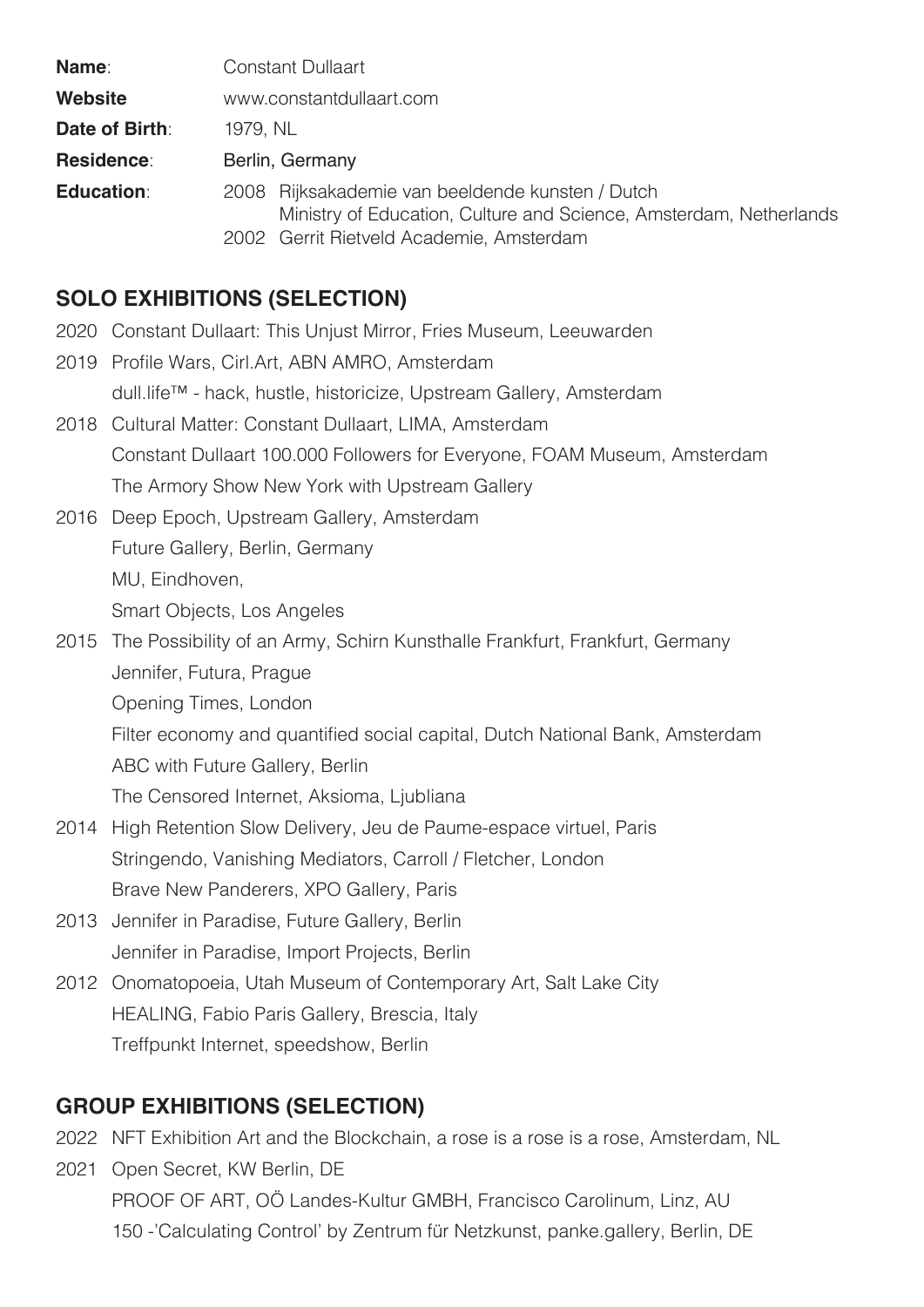**Name**: Constant Dullaart

**Website** www.constantdullaart.com

**Date of Birth**: 1979, NL

**Residence**: Berlin, Germany

**Education**:
2008 Rijksakademie van beeldende kunsten / Dutch Ministry of Education, Culture and Science, Amsterdam, Netherlands
2002 Gerrit Rietveld Academie, Amsterdam

## SOLO EXHIBITIONS (SELECTION)

2020 Constant Dullaart: This Unjust Mirror, Fries Museum, Leeuwarden

2019 Profile Wars, Cirl.Art, ABN AMRO, Amsterdam
dull.life™ - hack, hustle, historicize, Upstream Gallery, Amsterdam

2018 Cultural Matter: Constant Dullaart, LIMA, Amsterdam
Constant Dullaart 100.000 Followers for Everyone, FOAM Museum, Amsterdam
The Armory Show New York with Upstream Gallery

2016 Deep Epoch, Upstream Gallery, Amsterdam
Future Gallery, Berlin, Germany
MU, Eindhoven,
Smart Objects, Los Angeles

2015 The Possibility of an Army, Schirn Kunsthalle Frankfurt, Frankfurt, Germany
Jennifer, Futura, Prague
Opening Times, London
Filter economy and quantified social capital, Dutch National Bank, Amsterdam
ABC with Future Gallery, Berlin
The Censored Internet, Aksioma, Ljubliana

2014 High Retention Slow Delivery, Jeu de Paume-espace virtuel, Paris
Stringendo, Vanishing Mediators, Carroll / Fletcher, London
Brave New Panderers, XPO Gallery, Paris

2013 Jennifer in Paradise, Future Gallery, Berlin
Jennifer in Paradise, Import Projects, Berlin

2012 Onomatopoeia, Utah Museum of Contemporary Art, Salt Lake City
HEALING, Fabio Paris Gallery, Brescia, Italy
Treffpunkt Internet, speedshow, Berlin

## GROUP EXHIBITIONS (SELECTION)

2022 NFT Exhibition Art and the Blockchain, a rose is a rose is a rose, Amsterdam, NL

2021 Open Secret, KW Berlin, DE
PROOF OF ART, OÖ Landes-Kultur GMBH, Francisco Carolinum, Linz, AU
150 -'Calculating Control' by Zentrum für Netzkunst, panke.gallery, Berlin, DE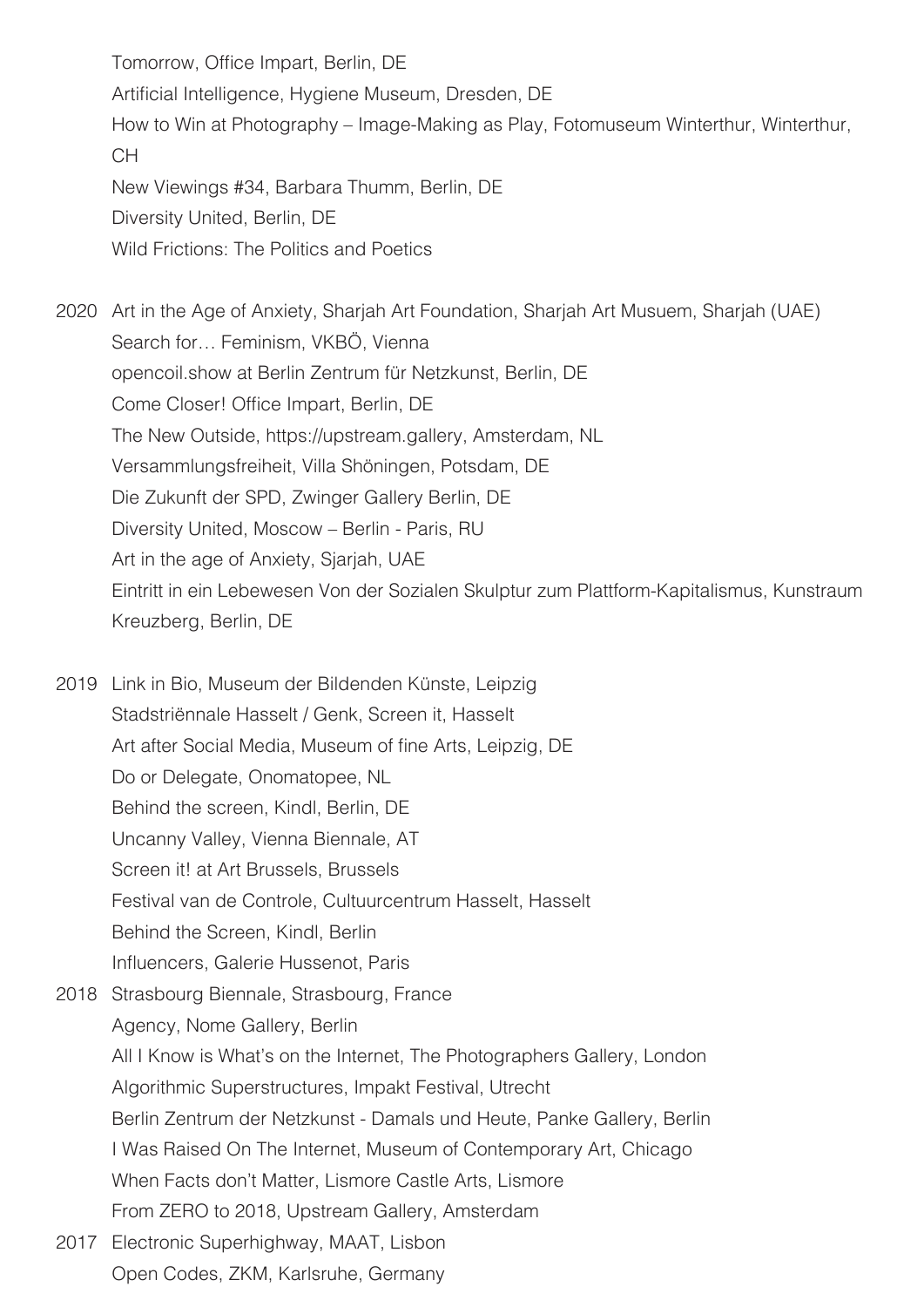Tomorrow, Office Impart, Berlin, DE
Artificial Intelligence, Hygiene Museum, Dresden, DE
How to Win at Photography – Image-Making as Play, Fotomuseum Winterthur, Winterthur, CH
New Viewings #34, Barbara Thumm, Berlin, DE
Diversity United, Berlin, DE
Wild Frictions: The Politics and Poetics

2020 Art in the Age of Anxiety, Sharjah Art Foundation, Sharjah Art Musuem, Sharjah (UAE)
Search for… Feminism, VKBÖ, Vienna
opencoil.show at Berlin Zentrum für Netzkunst, Berlin, DE
Come Closer! Office Impart, Berlin, DE
The New Outside, https://upstream.gallery, Amsterdam, NL
Versammlungsfreiheit, Villa Shöningen, Potsdam, DE
Die Zukunft der SPD, Zwinger Gallery Berlin, DE
Diversity United, Moscow – Berlin - Paris, RU
Art in the age of Anxiety, Sjarjah, UAE
Eintritt in ein Lebewesen Von der Sozialen Skulptur zum Plattform-Kapitalismus, Kunstraum Kreuzberg, Berlin, DE

2019 Link in Bio, Museum der Bildenden Künste, Leipzig
Stadstriënnale Hasselt / Genk, Screen it, Hasselt
Art after Social Media, Museum of fine Arts, Leipzig, DE
Do or Delegate, Onomatopee, NL
Behind the screen, Kindl, Berlin, DE
Uncanny Valley, Vienna Biennale, AT
Screen it! at Art Brussels, Brussels
Festival van de Controle, Cultuurcentrum Hasselt, Hasselt
Behind the Screen, Kindl, Berlin
Influencers, Galerie Hussenot, Paris

2018 Strasbourg Biennale, Strasbourg, France
Agency, Nome Gallery, Berlin
All I Know is What's on the Internet, The Photographers Gallery, London
Algorithmic Superstructures, Impakt Festival, Utrecht
Berlin Zentrum der Netzkunst - Damals und Heute, Panke Gallery, Berlin
I Was Raised On The Internet, Museum of Contemporary Art, Chicago
When Facts don't Matter, Lismore Castle Arts, Lismore
From ZERO to 2018, Upstream Gallery, Amsterdam

2017 Electronic Superhighway, MAAT, Lisbon
Open Codes, ZKM, Karlsruhe, Germany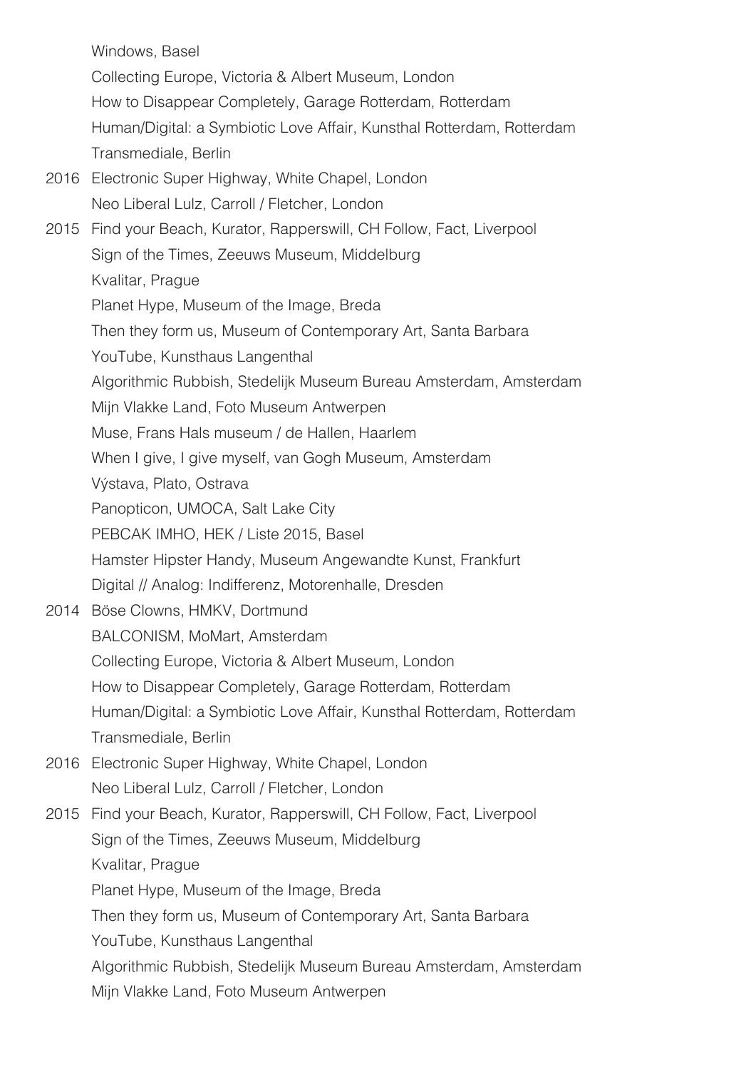Windows, Basel

Collecting Europe, Victoria & Albert Museum, London

How to Disappear Completely, Garage Rotterdam, Rotterdam

Human/Digital: a Symbiotic Love Affair, Kunsthal Rotterdam, Rotterdam

Transmediale, Berlin

2016 Electronic Super Highway, White Chapel, London

Neo Liberal Lulz, Carroll / Fletcher, London

2015 Find your Beach, Kurator, Rapperswill, CH Follow, Fact, Liverpool

Sign of the Times, Zeeuws Museum, Middelburg

Kvalitar, Prague

Planet Hype, Museum of the Image, Breda

Then they form us, Museum of Contemporary Art, Santa Barbara

YouTube, Kunsthaus Langenthal

Algorithmic Rubbish, Stedelijk Museum Bureau Amsterdam, Amsterdam

Mijn Vlakke Land, Foto Museum Antwerpen

Muse, Frans Hals museum / de Hallen, Haarlem

When I give, I give myself, van Gogh Museum, Amsterdam

Výstava, Plato, Ostrava

Panopticon, UMOCA, Salt Lake City

PEBCAK IMHO, HEK / Liste 2015, Basel

Hamster Hipster Handy, Museum Angewandte Kunst, Frankfurt

Digital // Analog: Indifferenz, Motorenhalle, Dresden

2014 Böse Clowns, HMKV, Dortmund

BALCONISM, MoMart, Amsterdam

Collecting Europe, Victoria & Albert Museum, London

How to Disappear Completely, Garage Rotterdam, Rotterdam

Human/Digital: a Symbiotic Love Affair, Kunsthal Rotterdam, Rotterdam

Transmediale, Berlin

2016 Electronic Super Highway, White Chapel, London

Neo Liberal Lulz, Carroll / Fletcher, London

2015 Find your Beach, Kurator, Rapperswill, CH Follow, Fact, Liverpool

Sign of the Times, Zeeuws Museum, Middelburg

Kvalitar, Prague

Planet Hype, Museum of the Image, Breda

Then they form us, Museum of Contemporary Art, Santa Barbara

YouTube, Kunsthaus Langenthal

Algorithmic Rubbish, Stedelijk Museum Bureau Amsterdam, Amsterdam

Mijn Vlakke Land, Foto Museum Antwerpen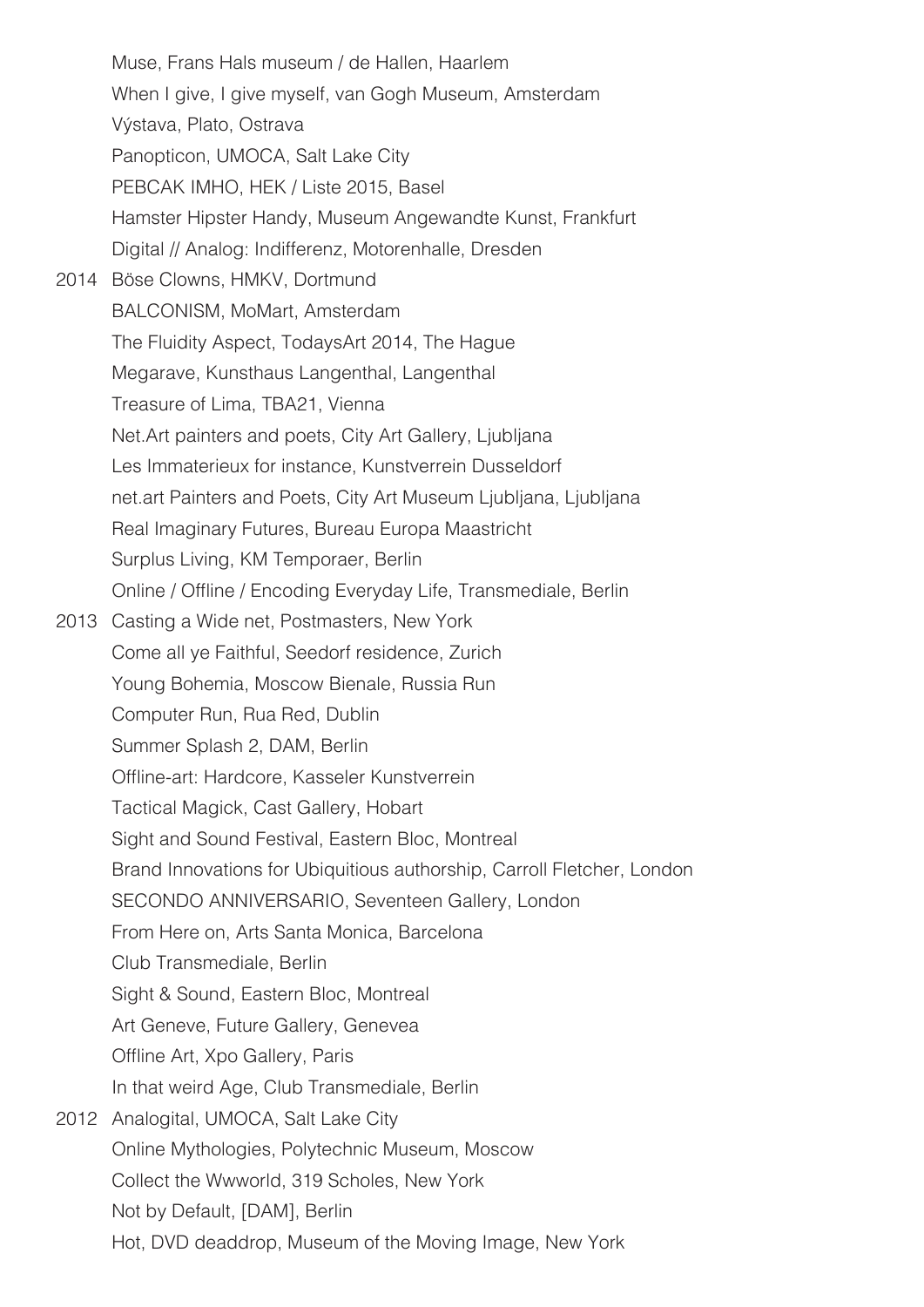Muse, Frans Hals museum / de Hallen, Haarlem
When I give, I give myself, van Gogh Museum, Amsterdam
Výstava, Plato, Ostrava
Panopticon, UMOCA, Salt Lake City
PEBCAK IMHO, HEK / Liste 2015, Basel
Hamster Hipster Handy, Museum Angewandte Kunst, Frankfurt
Digital // Analog: Indifferenz, Motorenhalle, Dresden

2014 Böse Clowns, HMKV, Dortmund
BALCONISM, MoMart, Amsterdam
The Fluidity Aspect, TodaysArt 2014, The Hague
Megarave, Kunsthaus Langenthal, Langenthal
Treasure of Lima, TBA21, Vienna
Net.Art painters and poets, City Art Gallery, Ljubljana
Les Immaterieux for instance, Kunstverrein Dusseldorf
net.art Painters and Poets, City Art Museum Ljubljana, Ljubljana
Real Imaginary Futures, Bureau Europa Maastricht
Surplus Living, KM Temporaer, Berlin
Online / Offline / Encoding Everyday Life, Transmediale, Berlin

2013 Casting a Wide net, Postmasters, New York
Come all ye Faithful, Seedorf residence, Zurich
Young Bohemia, Moscow Bienale, Russia Run
Computer Run, Rua Red, Dublin
Summer Splash 2, DAM, Berlin
Offline-art: Hardcore, Kasseler Kunstverrein
Tactical Magick, Cast Gallery, Hobart
Sight and Sound Festival, Eastern Bloc, Montreal
Brand Innovations for Ubiquitious authorship, Carroll Fletcher, London
SECONDO ANNIVERSARIO, Seventeen Gallery, London
From Here on, Arts Santa Monica, Barcelona
Club Transmediale, Berlin
Sight & Sound, Eastern Bloc, Montreal
Art Geneve, Future Gallery, Genevea
Offline Art, Xpo Gallery, Paris
In that weird Age, Club Transmediale, Berlin

2012 Analogital, UMOCA, Salt Lake City
Online Mythologies, Polytechnic Museum, Moscow
Collect the Wwworld, 319 Scholes, New York
Not by Default, [DAM], Berlin
Hot, DVD deaddrop, Museum of the Moving Image, New York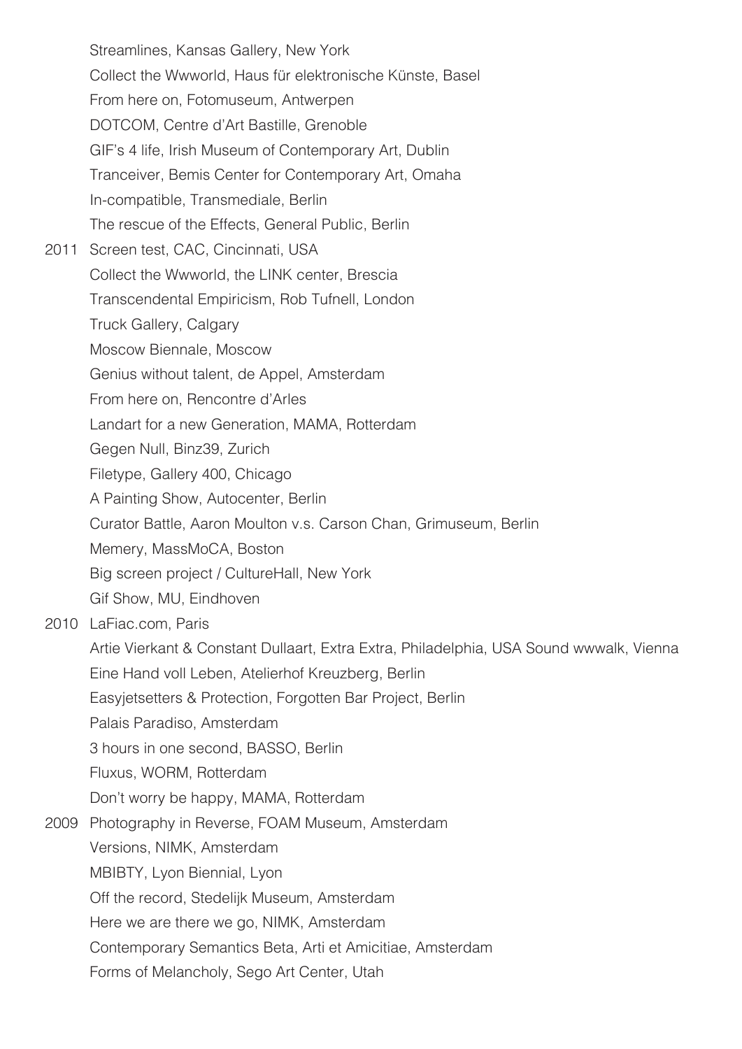Streamlines, Kansas Gallery, New York
Collect the Wwworld, Haus für elektronische Künste, Basel
From here on, Fotomuseum, Antwerpen
DOTCOM, Centre d'Art Bastille, Grenoble
GIF's 4 life, Irish Museum of Contemporary Art, Dublin
Tranceiver, Bemis Center for Contemporary Art, Omaha
In-compatible, Transmediale, Berlin
The rescue of the Effects, General Public, Berlin

2011 Screen test, CAC, Cincinnati, USA
Collect the Wwworld, the LINK center, Brescia
Transcendental Empiricism, Rob Tufnell, London
Truck Gallery, Calgary
Moscow Biennale, Moscow
Genius without talent, de Appel, Amsterdam
From here on, Rencontre d'Arles
Landart for a new Generation, MAMA, Rotterdam
Gegen Null, Binz39, Zurich
Filetype, Gallery 400, Chicago
A Painting Show, Autocenter, Berlin
Curator Battle, Aaron Moulton v.s. Carson Chan, Grimuseum, Berlin
Memery, MassMoCA, Boston
Big screen project / CultureHall, New York
Gif Show, MU, Eindhoven

2010 LaFiac.com, Paris
Artie Vierkant & Constant Dullaart, Extra Extra, Philadelphia, USA Sound wwwalk, Vienna
Eine Hand voll Leben, Atelierhof Kreuzberg, Berlin
Easyjetsetters & Protection, Forgotten Bar Project, Berlin
Palais Paradiso, Amsterdam
3 hours in one second, BASSO, Berlin
Fluxus, WORM, Rotterdam
Don't worry be happy, MAMA, Rotterdam

2009 Photography in Reverse, FOAM Museum, Amsterdam
Versions, NIMK, Amsterdam
MBIBTY, Lyon Biennial, Lyon
Off the record, Stedelijk Museum, Amsterdam
Here we are there we go, NIMK, Amsterdam
Contemporary Semantics Beta, Arti et Amicitiae, Amsterdam
Forms of Melancholy, Sego Art Center, Utah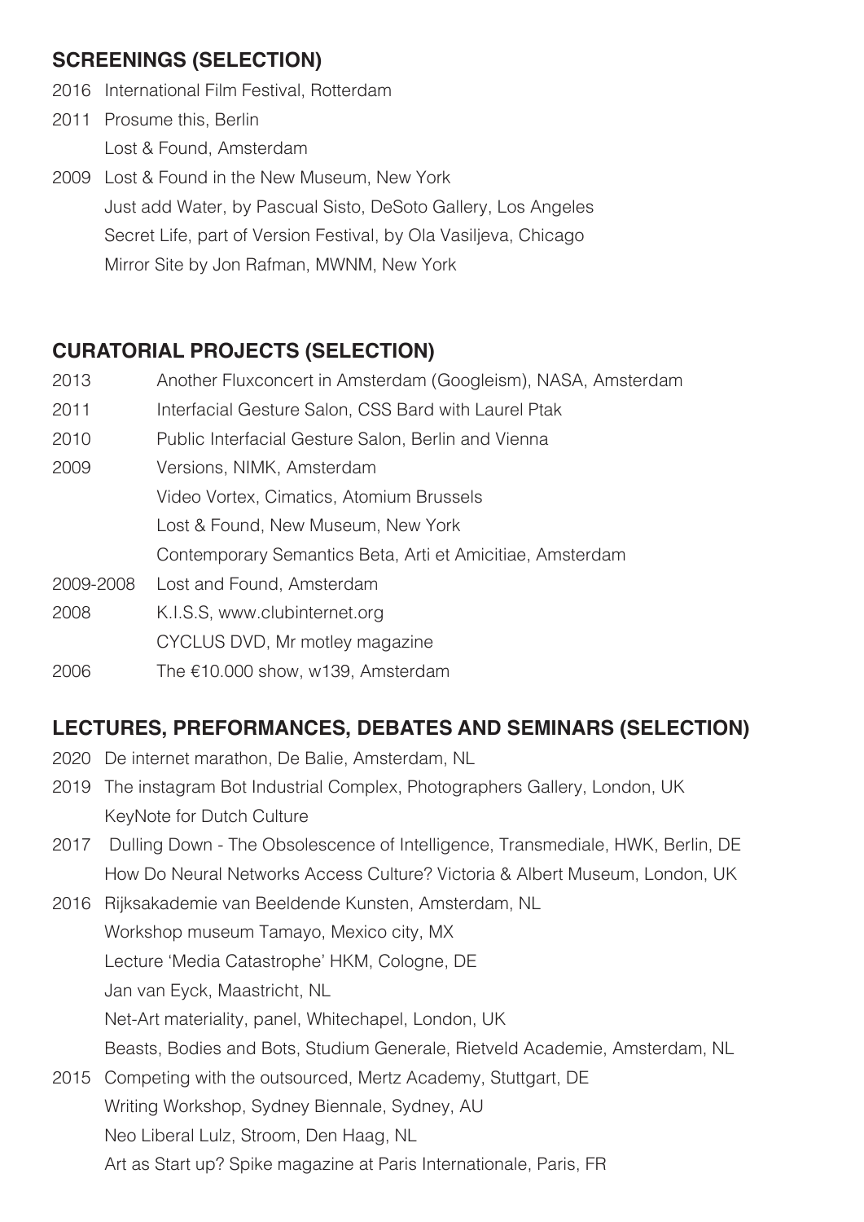## SCREENINGS (SELECTION)

2016 International Film Festival, Rotterdam

2011 Prosume this, Berlin
Lost & Found, Amsterdam

2009 Lost & Found in the New Museum, New York
Just add Water, by Pascual Sisto, DeSoto Gallery, Los Angeles
Secret Life, part of Version Festival, by Ola Vasiljeva, Chicago
Mirror Site by Jon Rafman, MWNM, New York

## CURATORIAL PROJECTS (SELECTION)

2013 Another Fluxconcert in Amsterdam (Googleism), NASA, Amsterdam

2011 Interfacial Gesture Salon, CSS Bard with Laurel Ptak

2010 Public Interfacial Gesture Salon, Berlin and Vienna

2009 Versions, NIMK, Amsterdam
Video Vortex, Cimatics, Atomium Brussels
Lost & Found, New Museum, New York
Contemporary Semantics Beta, Arti et Amicitiae, Amsterdam

2009-2008 Lost and Found, Amsterdam

2008 K.I.S.S, www.clubinternet.org
CYCLUS DVD, Mr motley magazine

2006 The €10.000 show, w139, Amsterdam

## LECTURES, PREFORMANCES, DEBATES AND SEMINARS (SELECTION)

2020 De internet marathon, De Balie, Amsterdam, NL

2019 The instagram Bot Industrial Complex, Photographers Gallery, London, UK
KeyNote for Dutch Culture

2017 Dulling Down - The Obsolescence of Intelligence, Transmediale, HWK, Berlin, DE
How Do Neural Networks Access Culture? Victoria & Albert Museum, London, UK

2016 Rijksakademie van Beeldende Kunsten, Amsterdam, NL
Workshop museum Tamayo, Mexico city, MX
Lecture 'Media Catastrophe' HKM, Cologne, DE
Jan van Eyck, Maastricht, NL
Net-Art materiality, panel, Whitechapel, London, UK
Beasts, Bodies and Bots, Studium Generale, Rietveld Academie, Amsterdam, NL

2015 Competing with the outsourced, Mertz Academy, Stuttgart, DE
Writing Workshop, Sydney Biennale, Sydney, AU
Neo Liberal Lulz, Stroom, Den Haag, NL
Art as Start up? Spike magazine at Paris Internationale, Paris, FR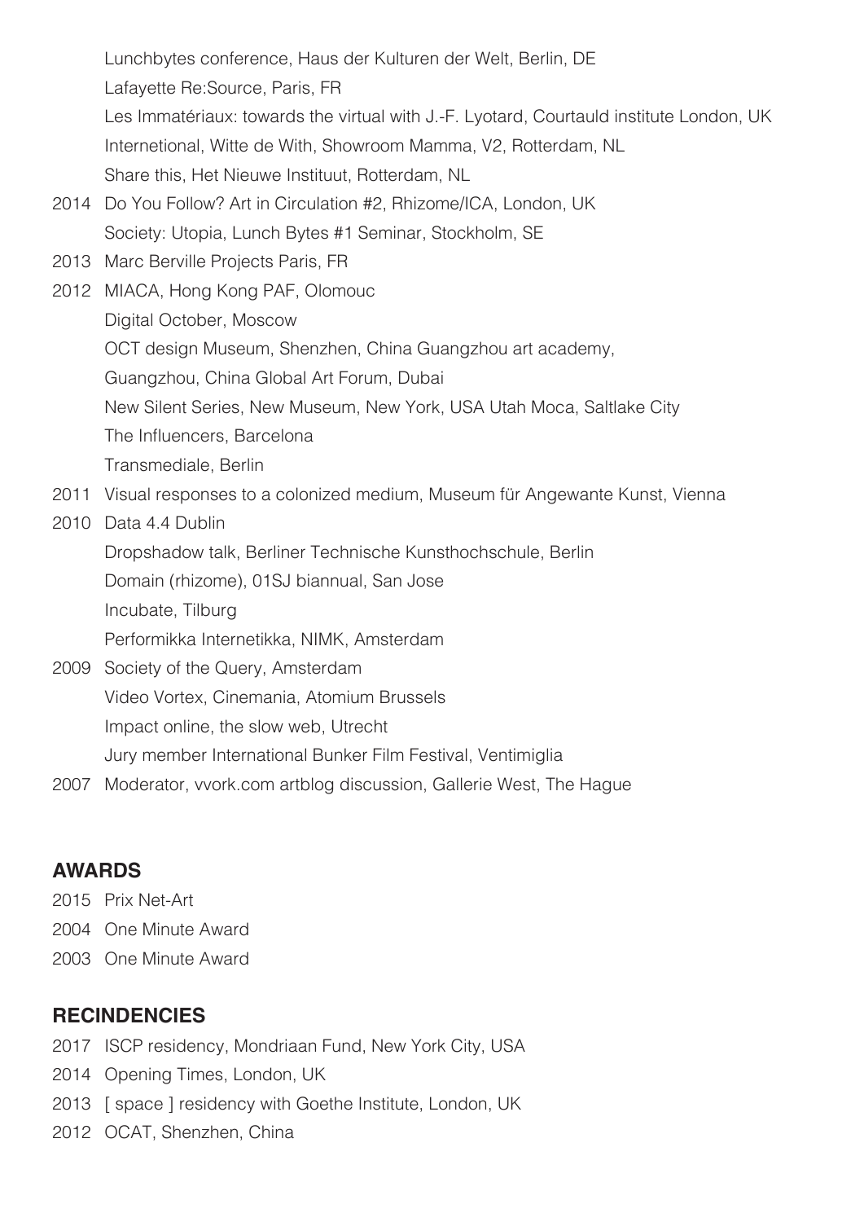Lunchbytes conference, Haus der Kulturen der Welt, Berlin, DE
Lafayette Re:Source, Paris, FR
Les Immatériaux: towards the virtual with J.-F. Lyotard, Courtauld institute London, UK
Internetional, Witte de With, Showroom Mamma, V2, Rotterdam, NL
Share this, Het Nieuwe Instituut, Rotterdam, NL

2014 Do You Follow? Art in Circulation #2, Rhizome/ICA, London, UK
Society: Utopia, Lunch Bytes #1 Seminar, Stockholm, SE

2013 Marc Berville Projects Paris, FR

2012 MIACA, Hong Kong PAF, Olomouc
Digital October, Moscow
OCT design Museum, Shenzhen, China Guangzhou art academy,
Guangzhou, China Global Art Forum, Dubai
New Silent Series, New Museum, New York, USA Utah Moca, Saltlake City
The Influencers, Barcelona
Transmediale, Berlin

2011 Visual responses to a colonized medium, Museum für Angewante Kunst, Vienna

2010 Data 4.4 Dublin
Dropshadow talk, Berliner Technische Kunsthochschule, Berlin
Domain (rhizome), 01SJ biannual, San Jose
Incubate, Tilburg
Performikka Internetikka, NIMK, Amsterdam

2009 Society of the Query, Amsterdam
Video Vortex, Cinemania, Atomium Brussels
Impact online, the slow web, Utrecht
Jury member International Bunker Film Festival, Ventimiglia

2007 Moderator, vvork.com artblog discussion, Gallerie West, The Hague

## AWARDS

2015 Prix Net-Art
2004 One Minute Award
2003 One Minute Award

## RECINDENCIES

2017 ISCP residency, Mondriaan Fund, New York City, USA
2014 Opening Times, London, UK
2013 [ space ] residency with Goethe Institute, London, UK
2012 OCAT, Shenzhen, China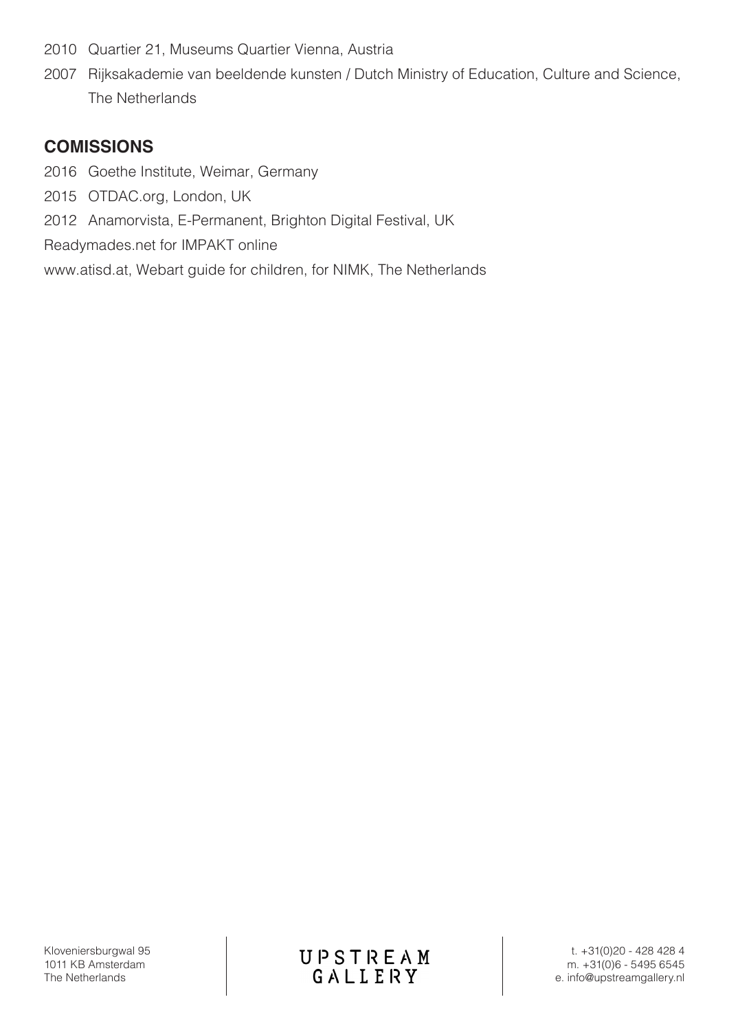2010 Quartier 21, Museums Quartier Vienna, Austria

2007 Rijksakademie van beeldende kunsten / Dutch Ministry of Education, Culture and Science, The Netherlands

## COMISSIONS

2016 Goethe Institute, Weimar, Germany

2015 OTDAC.org, London, UK

2012 Anamorvista, E-Permanent, Brighton Digital Festival, UK

Readymades.net for IMPAKT online

www.atisd.at, Webart guide for children, for NIMK, The Netherlands